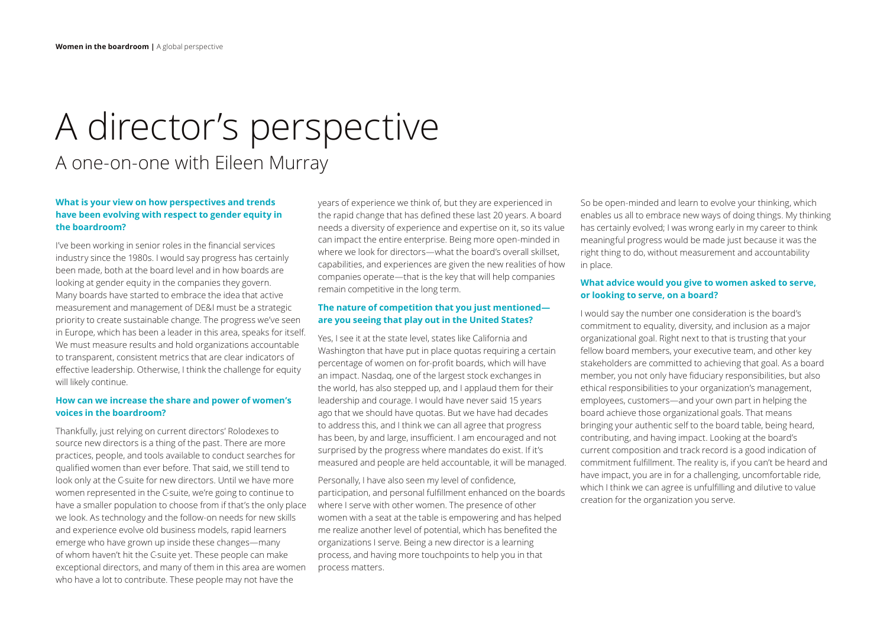# A director's perspective

## A one-on-one with Eileen Murray

**What is your view on how perspectives and trends have been evolving with respect to gender equity in the boardroom?**

I've been working in senior roles in the financial services industry since the 1980s. I would say progress has certainly been made, both at the board level and in how boards are looking at gender equity in the companies they govern. Many boards have started to embrace the idea that active measurement and management of DE&I must be a strategic priority to create sustainable change. The progress we've seen in Europe, which has been a leader in this area, speaks for itself. We must measure results and hold organizations accountable to transparent, consistent metrics that are clear indicators of effective leadership. Otherwise, I think the challenge for equity will likely continue.

**How can we increase the share and power of women's voices in the boardroom?**

Thankfully, just relying on current directors' Rolodexes to source new directors is a thing of the past. There are more practices, people, and tools available to conduct searches for qualified women than ever before. That said, we still tend to look only at the C-suite for new directors. Until we have more women represented in the C-suite, we're going to continue to have a smaller population to choose from if that's the only place we look. As technology and the follow-on needs for new skills and experience evolve old business models, rapid learners emerge who have grown up inside these changes—many of whom haven't hit the C-suite yet. These people can make exceptional directors, and many of them in this area are women who have a lot to contribute. These people may not have the years of experience we think of, but they are experienced in the rapid change that has defined these last 20 years. A board needs a diversity of experience and expertise on it, so its value can impact the entire enterprise. Being more open-minded in where we look for directors—what the board's overall skillset, capabilities, and experiences are given the new realities of how companies operate—that is the key that will help companies remain competitive in the long term.

**The nature of competition that you just mentioned—are you seeing that play out in the United States?**

Yes, I see it at the state level, states like California and Washington that have put in place quotas requiring a certain percentage of women on for-profit boards, which will have an impact. Nasdaq, one of the largest stock exchanges in the world, has also stepped up, and I applaud them for their leadership and courage. I would have never said 15 years ago that we should have quotas. But we have had decades to address this, and I think we can all agree that progress has been, by and large, insufficient. I am encouraged and not surprised by the progress where mandates do exist. If it's measured and people are held accountable, it will be managed.

Personally, I have also seen my level of confidence, participation, and personal fulfillment enhanced on the boards where I serve with other women. The presence of other women with a seat at the table is empowering and has helped me realize another level of potential, which has benefited the organizations I serve. Being a new director is a learning process, and having more touchpoints to help you in that process matters.

So be open-minded and learn to evolve your thinking, which enables us all to embrace new ways of doing things. My thinking has certainly evolved; I was wrong early in my career to think meaningful progress would be made just because it was the right thing to do, without measurement and accountability in place.

**What advice would you give to women asked to serve, or looking to serve, on a board?**

I would say the number one consideration is the board's commitment to equality, diversity, and inclusion as a major organizational goal. Right next to that is trusting that your fellow board members, your executive team, and other key stakeholders are committed to achieving that goal. As a board member, you not only have fiduciary responsibilities, but also ethical responsibilities to your organization's management, employees, customers—and your own part in helping the board achieve those organizational goals. That means bringing your authentic self to the board table, being heard, contributing, and having impact. Looking at the board's current composition and track record is a good indication of commitment fulfillment. The reality is, if you can't be heard and have impact, you are in for a challenging, uncomfortable ride, which I think we can agree is unfulfilling and dilutive to value creation for the organization you serve.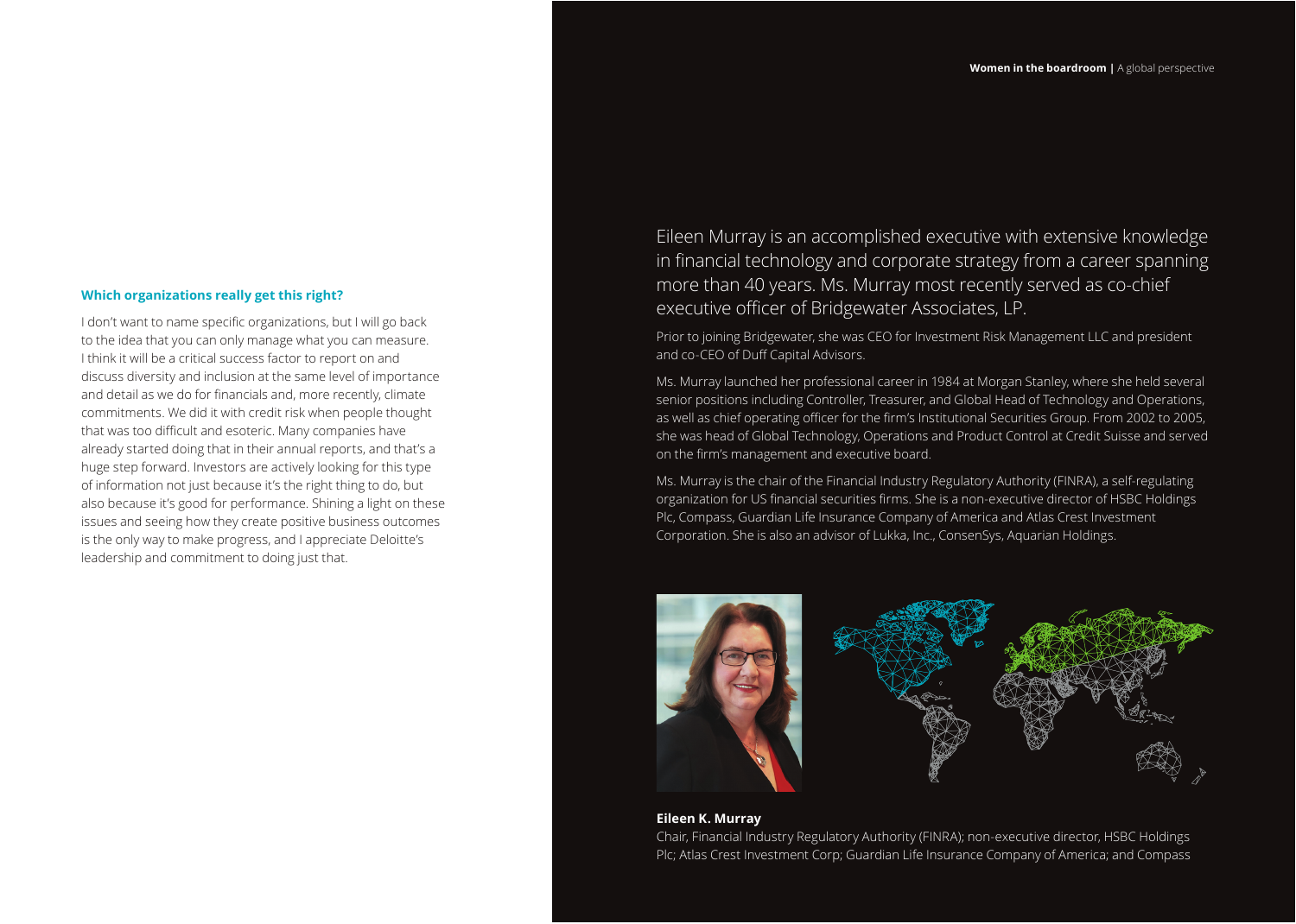### Which organizations really get this right?

I don't want to name specific organizations, but I will go back to the idea that you can only manage what you can measure. I think it will be a critical success factor to report on and discuss diversity and inclusion at the same level of importance and detail as we do for financials and, more recently, climate commitments. We did it with credit risk when people thought that was too difficult and esoteric. Many companies have already started doing that in their annual reports, and that's a huge step forward. Investors are actively looking for this type of information not just because it's the right thing to do, but also because it's good for performance. Shining a light on these issues and seeing how they create positive business outcomes is the only way to make progress, and I appreciate Deloitte's leadership and commitment to doing just that.

Eileen Murray is an accomplished executive with extensive knowledge in financial technology and corporate strategy from a career spanning more than 40 years. Ms. Murray most recently served as co-chief executive officer of Bridgewater Associates, LP.

Prior to joining Bridgewater, she was CEO for Investment Risk Management LLC and president and co-CEO of Duff Capital Advisors.

Ms. Murray launched her professional career in 1984 at Morgan Stanley, where she held several senior positions including Controller, Treasurer, and Global Head of Technology and Operations, as well as chief operating officer for the firm's Institutional Securities Group. From 2002 to 2005, she was head of Global Technology, Operations and Product Control at Credit Suisse and served on the firm's management and executive board.

Ms. Murray is the chair of the Financial Industry Regulatory Authority (FINRA), a self-regulating organization for US financial securities firms. She is a non-executive director of HSBC Holdings Plc, Compass, Guardian Life Insurance Company of America and Atlas Crest Investment Corporation. She is also an advisor of Lukka, Inc., ConsenSys, Aquarian Holdings.

**Eileen K. Murray**
Chair, Financial Industry Regulatory Authority (FINRA); non-executive director, HSBC Holdings Plc; Atlas Crest Investment Corp; Guardian Life Insurance Company of America; and Compass